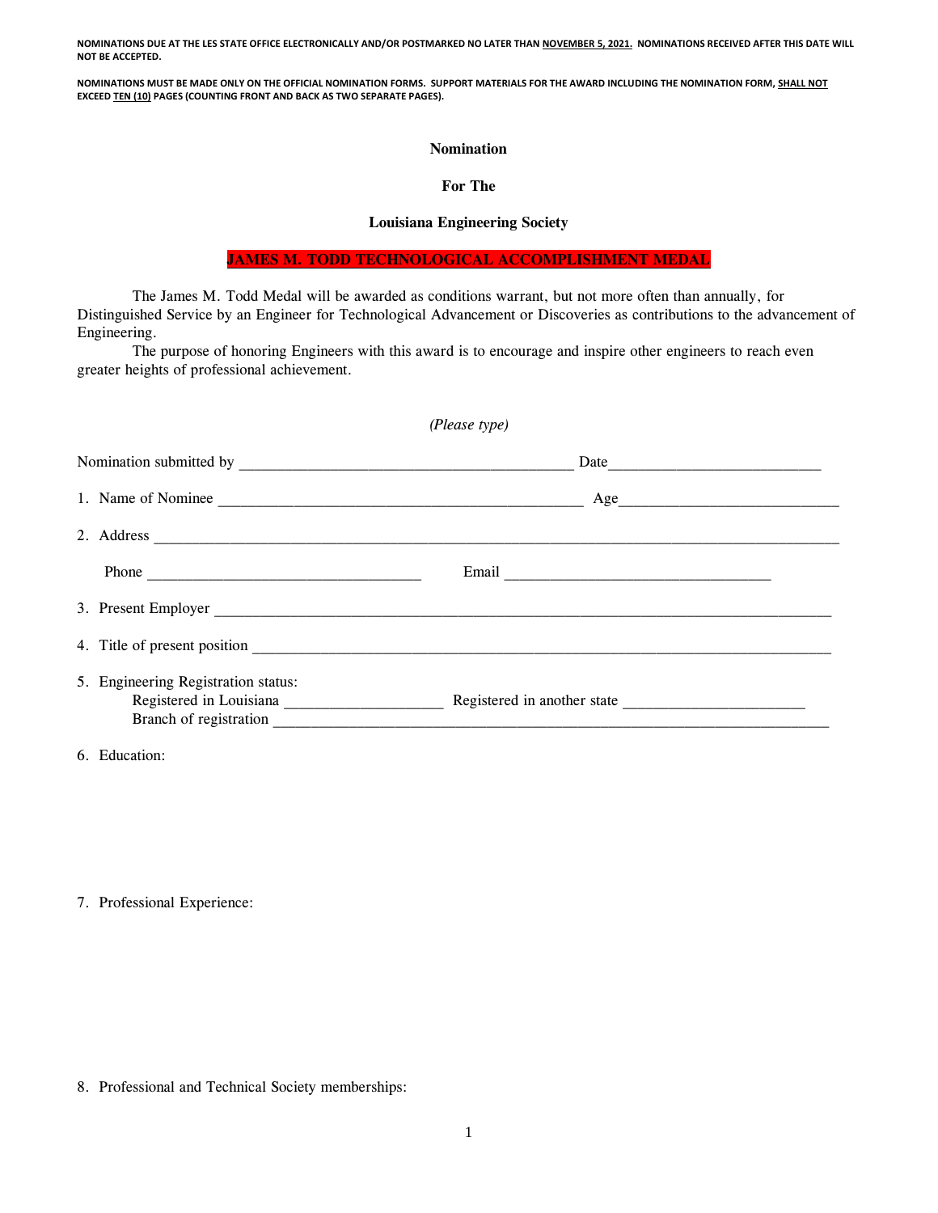**NOMINATIONS DUE AT THE LES STATE OFFICE ELECTRONICALLY AND/OR POSTMARKED NO LATER THAN <u>NOVEMBER 5, 2021.</u> NOMINATIONS RECEIVED AFTER THIS DATE WILL NOT BE ACCEPTED.**

**NOMINATIONS MUST BE MADE ONLY ON THE OFFICIAL NOMINATION FORMS. SUPPORT MATERIALS FOR THE AWARD INCLUDING THE NOMINATION FORM, <u>SHALL NOT</u> EXCEED <u>TEN (10)</u> PAGES (COUNTING FRONT AND BACK AS TWO SEPARATE PAGES).**

**Nomination**

**For The**

**Louisiana Engineering Society**

**JAMES M. TODD TECHNOLOGICAL ACCOMPLISHMENT MEDAL**

The James M. Todd Medal will be awarded as conditions warrant, but not more often than annually, for Distinguished Service by an Engineer for Technological Advancement or Discoveries as contributions to the advancement of Engineering.

The purpose of honoring Engineers with this award is to encourage and inspire other engineers to reach even greater heights of professional achievement.

*(Please type)*

Nomination submitted by ________________________________________ Date__________________________

1. Name of Nominee ____________________________________________ Age___________________________

2. Address ___________________________________________________________________________________

   Phone _________________________________ Email ________________________________

3. Present Employer ___________________________________________________________________________

4. Title of present position _____________________________________________________________________

5. Engineering Registration status:

   Registered in Louisiana ___________________ Registered in another state ______________________

   Branch of registration __________________________________________________________________

6. Education:

7. Professional Experience:

8. Professional and Technical Society memberships: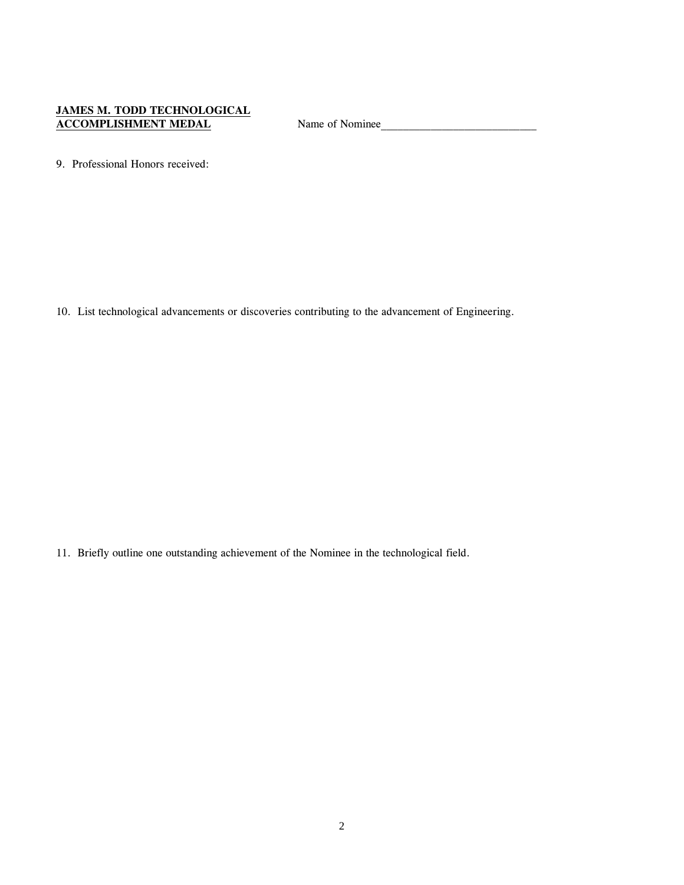**JAMES M. TODD TECHNOLOGICAL ACCOMPLISHMENT MEDAL**

Name of Nominee___________________________

9. Professional Honors received:

10. List technological advancements or discoveries contributing to the advancement of Engineering.

11. Briefly outline one outstanding achievement of the Nominee in the technological field.